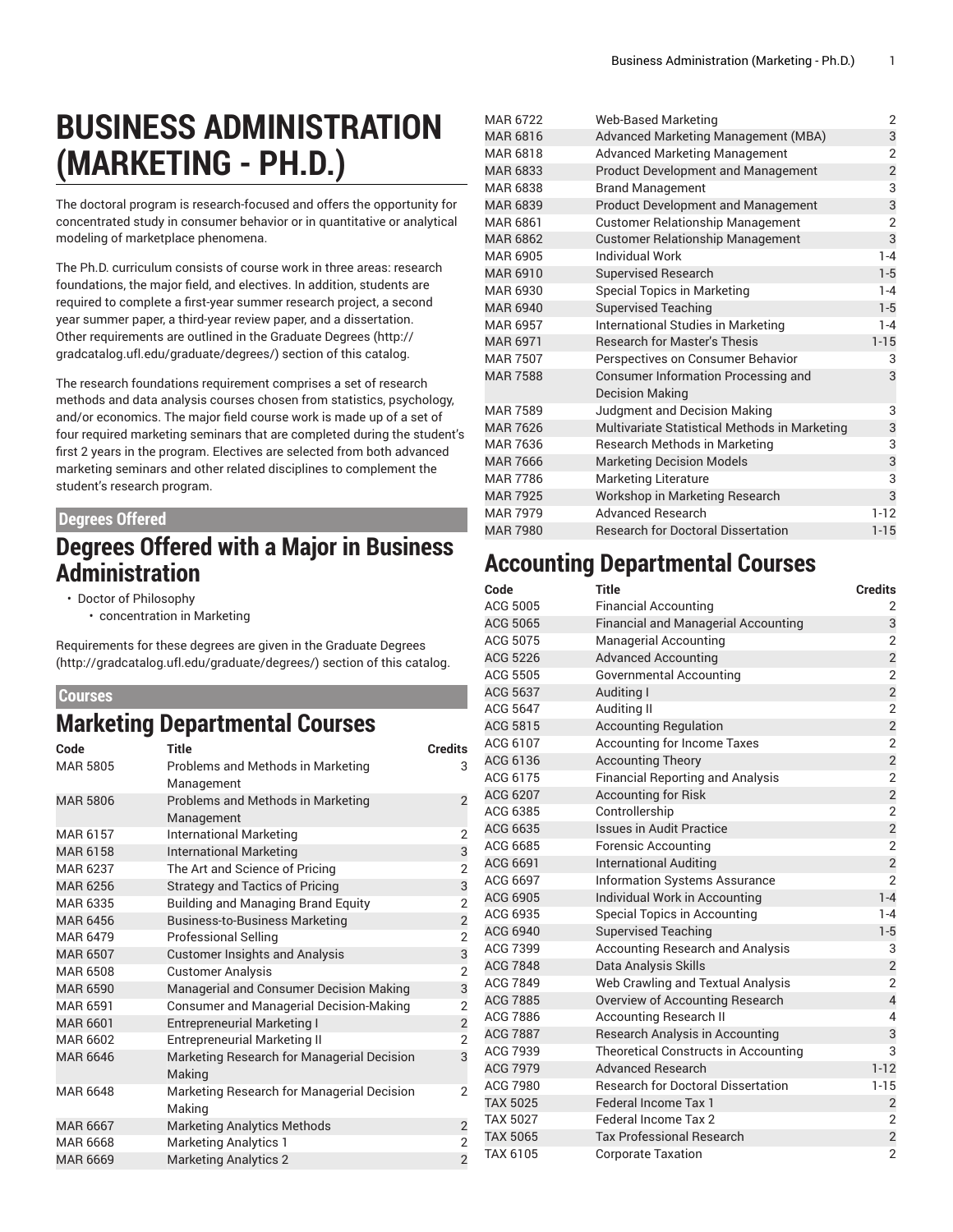# BUSINESS ADMINISTRATION (MARKETING - PH.D.)

The doctoral program is research-focused and offers the opportunity for concentrated study in consumer behavior or in quantitative or analytical modeling of marketplace phenomena.

The Ph.D. curriculum consists of course work in three areas: research foundations, the major field, and electives. In addition, students are required to complete a first-year summer research project, a second year summer paper, a third-year review paper, and a dissertation. Other requirements are outlined in the Graduate Degrees (http://gradcatalog.ufl.edu/graduate/degrees/) section of this catalog.

The research foundations requirement comprises a set of research methods and data analysis courses chosen from statistics, psychology, and/or economics. The major field course work is made up of a set of four required marketing seminars that are completed during the student's first 2 years in the program. Electives are selected from both advanced marketing seminars and other related disciplines to complement the student's research program.

## Degrees Offered

## Degrees Offered with a Major in Business Administration

- Doctor of Philosophy
  - concentration in Marketing

Requirements for these degrees are given in the Graduate Degrees (http://gradcatalog.ufl.edu/graduate/degrees/) section of this catalog.

## Courses

## Marketing Departmental Courses

| Code | Title | Credits |
|---|---|---|
| MAR 5805 | Problems and Methods in Marketing Management | 3 |
| MAR 5806 | Problems and Methods in Marketing Management | 2 |
| MAR 6157 | International Marketing | 2 |
| MAR 6158 | International Marketing | 3 |
| MAR 6237 | The Art and Science of Pricing | 2 |
| MAR 6256 | Strategy and Tactics of Pricing | 3 |
| MAR 6335 | Building and Managing Brand Equity | 2 |
| MAR 6456 | Business-to-Business Marketing | 2 |
| MAR 6479 | Professional Selling | 2 |
| MAR 6507 | Customer Insights and Analysis | 3 |
| MAR 6508 | Customer Analysis | 2 |
| MAR 6590 | Managerial and Consumer Decision Making | 3 |
| MAR 6591 | Consumer and Managerial Decision-Making | 2 |
| MAR 6601 | Entrepreneurial Marketing I | 2 |
| MAR 6602 | Entrepreneurial Marketing II | 2 |
| MAR 6646 | Marketing Research for Managerial Decision Making | 3 |
| MAR 6648 | Marketing Research for Managerial Decision Making | 2 |
| MAR 6667 | Marketing Analytics Methods | 2 |
| MAR 6668 | Marketing Analytics 1 | 2 |
| MAR 6669 | Marketing Analytics 2 | 2 |
| MAR 6722 | Web-Based Marketing | 2 |
| MAR 6816 | Advanced Marketing Management (MBA) | 3 |
| MAR 6818 | Advanced Marketing Management | 2 |
| MAR 6833 | Product Development and Management | 2 |
| MAR 6838 | Brand Management | 3 |
| MAR 6839 | Product Development and Management | 3 |
| MAR 6861 | Customer Relationship Management | 2 |
| MAR 6862 | Customer Relationship Management | 3 |
| MAR 6905 | Individual Work | 1-4 |
| MAR 6910 | Supervised Research | 1-5 |
| MAR 6930 | Special Topics in Marketing | 1-4 |
| MAR 6940 | Supervised Teaching | 1-5 |
| MAR 6957 | International Studies in Marketing | 1-4 |
| MAR 6971 | Research for Master's Thesis | 1-15 |
| MAR 7507 | Perspectives on Consumer Behavior | 3 |
| MAR 7588 | Consumer Information Processing and Decision Making | 3 |
| MAR 7589 | Judgment and Decision Making | 3 |
| MAR 7626 | Multivariate Statistical Methods in Marketing | 3 |
| MAR 7636 | Research Methods in Marketing | 3 |
| MAR 7666 | Marketing Decision Models | 3 |
| MAR 7786 | Marketing Literature | 3 |
| MAR 7925 | Workshop in Marketing Research | 3 |
| MAR 7979 | Advanced Research | 1-12 |
| MAR 7980 | Research for Doctoral Dissertation | 1-15 |

## Accounting Departmental Courses

| Code | Title | Credits |
|---|---|---|
| ACG 5005 | Financial Accounting | 2 |
| ACG 5065 | Financial and Managerial Accounting | 3 |
| ACG 5075 | Managerial Accounting | 2 |
| ACG 5226 | Advanced Accounting | 2 |
| ACG 5505 | Governmental Accounting | 2 |
| ACG 5637 | Auditing I | 2 |
| ACG 5647 | Auditing II | 2 |
| ACG 5815 | Accounting Regulation | 2 |
| ACG 6107 | Accounting for Income Taxes | 2 |
| ACG 6136 | Accounting Theory | 2 |
| ACG 6175 | Financial Reporting and Analysis | 2 |
| ACG 6207 | Accounting for Risk | 2 |
| ACG 6385 | Controllership | 2 |
| ACG 6635 | Issues in Audit Practice | 2 |
| ACG 6685 | Forensic Accounting | 2 |
| ACG 6691 | International Auditing | 2 |
| ACG 6697 | Information Systems Assurance | 2 |
| ACG 6905 | Individual Work in Accounting | 1-4 |
| ACG 6935 | Special Topics in Accounting | 1-4 |
| ACG 6940 | Supervised Teaching | 1-5 |
| ACG 7399 | Accounting Research and Analysis | 3 |
| ACG 7848 | Data Analysis Skills | 2 |
| ACG 7849 | Web Crawling and Textual Analysis | 2 |
| ACG 7885 | Overview of Accounting Research | 4 |
| ACG 7886 | Accounting Research II | 4 |
| ACG 7887 | Research Analysis in Accounting | 3 |
| ACG 7939 | Theoretical Constructs in Accounting | 3 |
| ACG 7979 | Advanced Research | 1-12 |
| ACG 7980 | Research for Doctoral Dissertation | 1-15 |
| TAX 5025 | Federal Income Tax 1 | 2 |
| TAX 5027 | Federal Income Tax 2 | 2 |
| TAX 5065 | Tax Professional Research | 2 |
| TAX 6105 | Corporate Taxation | 2 |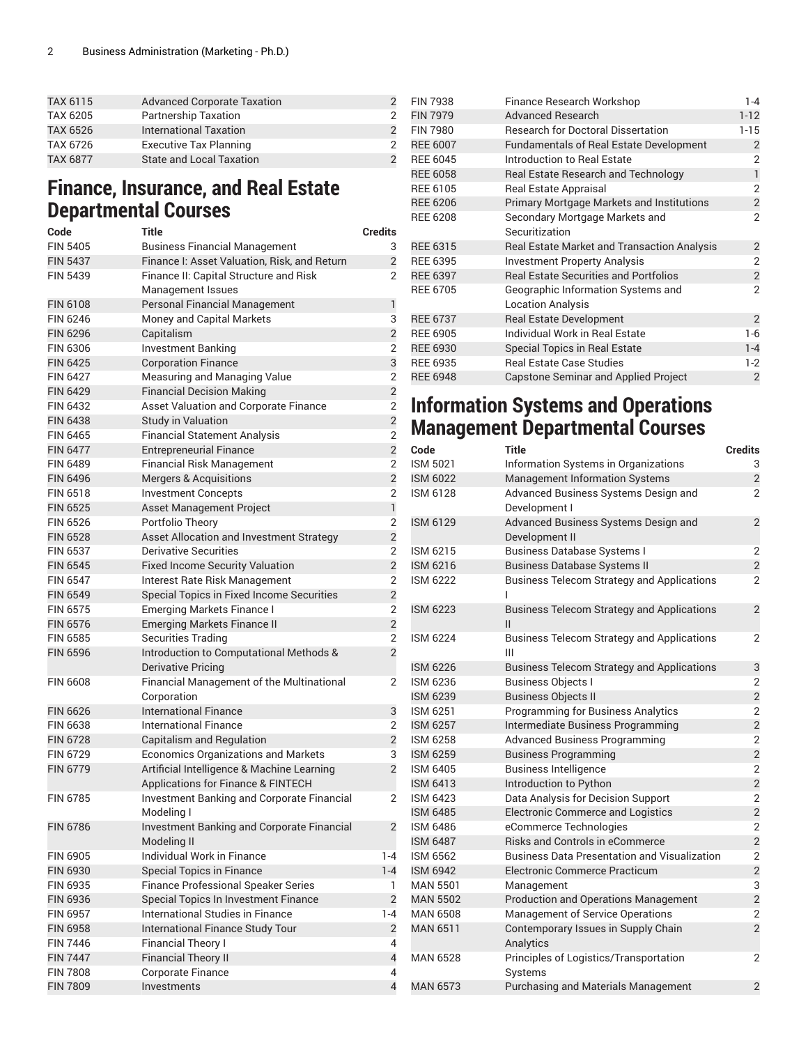| TAX 6115 | Advanced Corporate Taxation | 2 |
|---|---|---|
| TAX 6205 | Partnership Taxation | 2 |
| TAX 6526 | International Taxation | 2 |
| TAX 6726 | Executive Tax Planning | 2 |
| TAX 6877 | State and Local Taxation | 2 |

## Finance, Insurance, and Real Estate Departmental Courses

| Code | Title | Credits |
|---|---|---|
| FIN 5405 | Business Financial Management | 3 |
| FIN 5437 | Finance I: Asset Valuation, Risk, and Return | 2 |
| FIN 5439 | Finance II: Capital Structure and Risk Management Issues | 2 |
| FIN 6108 | Personal Financial Management | 1 |
| FIN 6246 | Money and Capital Markets | 3 |
| FIN 6296 | Capitalism | 2 |
| FIN 6306 | Investment Banking | 2 |
| FIN 6425 | Corporation Finance | 3 |
| FIN 6427 | Measuring and Managing Value | 2 |
| FIN 6429 | Financial Decision Making | 2 |
| FIN 6432 | Asset Valuation and Corporate Finance | 2 |
| FIN 6438 | Study in Valuation | 2 |
| FIN 6465 | Financial Statement Analysis | 2 |
| FIN 6477 | Entrepreneurial Finance | 2 |
| FIN 6489 | Financial Risk Management | 2 |
| FIN 6496 | Mergers & Acquisitions | 2 |
| FIN 6518 | Investment Concepts | 2 |
| FIN 6525 | Asset Management Project | 1 |
| FIN 6526 | Portfolio Theory | 2 |
| FIN 6528 | Asset Allocation and Investment Strategy | 2 |
| FIN 6537 | Derivative Securities | 2 |
| FIN 6545 | Fixed Income Security Valuation | 2 |
| FIN 6547 | Interest Rate Risk Management | 2 |
| FIN 6549 | Special Topics in Fixed Income Securities | 2 |
| FIN 6575 | Emerging Markets Finance I | 2 |
| FIN 6576 | Emerging Markets Finance II | 2 |
| FIN 6585 | Securities Trading | 2 |
| FIN 6596 | Introduction to Computational Methods & Derivative Pricing | 2 |
| FIN 6608 | Financial Management of the Multinational Corporation | 2 |
| FIN 6626 | International Finance | 3 |
| FIN 6638 | International Finance | 2 |
| FIN 6728 | Capitalism and Regulation | 2 |
| FIN 6729 | Economics Organizations and Markets | 3 |
| FIN 6779 | Artificial Intelligence & Machine Learning Applications for Finance & FINTECH | 2 |
| FIN 6785 | Investment Banking and Corporate Financial Modeling I | 2 |
| FIN 6786 | Investment Banking and Corporate Financial Modeling II | 2 |
| FIN 6905 | Individual Work in Finance | 1-4 |
| FIN 6930 | Special Topics in Finance | 1-4 |
| FIN 6935 | Finance Professional Speaker Series | 1 |
| FIN 6936 | Special Topics In Investment Finance | 2 |
| FIN 6957 | International Studies in Finance | 1-4 |
| FIN 6958 | International Finance Study Tour | 2 |
| FIN 7446 | Financial Theory I | 4 |
| FIN 7447 | Financial Theory II | 4 |
| FIN 7808 | Corporate Finance | 4 |
| FIN 7809 | Investments | 4 |
| FIN 7938 | Finance Research Workshop | 1-4 |
| FIN 7979 | Advanced Research | 1-12 |
| FIN 7980 | Research for Doctoral Dissertation | 1-15 |
| REE 6007 | Fundamentals of Real Estate Development | 2 |
| REE 6045 | Introduction to Real Estate | 2 |
| REE 6058 | Real Estate Research and Technology | 1 |
| REE 6105 | Real Estate Appraisal | 2 |
| REE 6206 | Primary Mortgage Markets and Institutions | 2 |
| REE 6208 | Secondary Mortgage Markets and Securitization | 2 |
| REE 6315 | Real Estate Market and Transaction Analysis | 2 |
| REE 6395 | Investment Property Analysis | 2 |
| REE 6397 | Real Estate Securities and Portfolios | 2 |
| REE 6705 | Geographic Information Systems and Location Analysis | 2 |
| REE 6737 | Real Estate Development | 2 |
| REE 6905 | Individual Work in Real Estate | 1-6 |
| REE 6930 | Special Topics in Real Estate | 1-4 |
| REE 6935 | Real Estate Case Studies | 1-2 |
| REE 6948 | Capstone Seminar and Applied Project | 2 |

## Information Systems and Operations Management Departmental Courses

| Code | Title | Credits |
|---|---|---|
| ISM 5021 | Information Systems in Organizations | 3 |
| ISM 6022 | Management Information Systems | 2 |
| ISM 6128 | Advanced Business Systems Design and Development I | 2 |
| ISM 6129 | Advanced Business Systems Design and Development II | 2 |
| ISM 6215 | Business Database Systems I | 2 |
| ISM 6216 | Business Database Systems II | 2 |
| ISM 6222 | Business Telecom Strategy and Applications I | 2 |
| ISM 6223 | Business Telecom Strategy and Applications II | 2 |
| ISM 6224 | Business Telecom Strategy and Applications III | 2 |
| ISM 6226 | Business Telecom Strategy and Applications | 3 |
| ISM 6236 | Business Objects I | 2 |
| ISM 6239 | Business Objects II | 2 |
| ISM 6251 | Programming for Business Analytics | 2 |
| ISM 6257 | Intermediate Business Programming | 2 |
| ISM 6258 | Advanced Business Programming | 2 |
| ISM 6259 | Business Programming | 2 |
| ISM 6405 | Business Intelligence | 2 |
| ISM 6413 | Introduction to Python | 2 |
| ISM 6423 | Data Analysis for Decision Support | 2 |
| ISM 6485 | Electronic Commerce and Logistics | 2 |
| ISM 6486 | eCommerce Technologies | 2 |
| ISM 6487 | Risks and Controls in eCommerce | 2 |
| ISM 6562 | Business Data Presentation and Visualization | 2 |
| ISM 6942 | Electronic Commerce Practicum | 2 |
| MAN 5501 | Management | 3 |
| MAN 5502 | Production and Operations Management | 2 |
| MAN 6508 | Management of Service Operations | 2 |
| MAN 6511 | Contemporary Issues in Supply Chain Analytics | 2 |
| MAN 6528 | Principles of Logistics/Transportation Systems | 2 |
| MAN 6573 | Purchasing and Materials Management | 2 |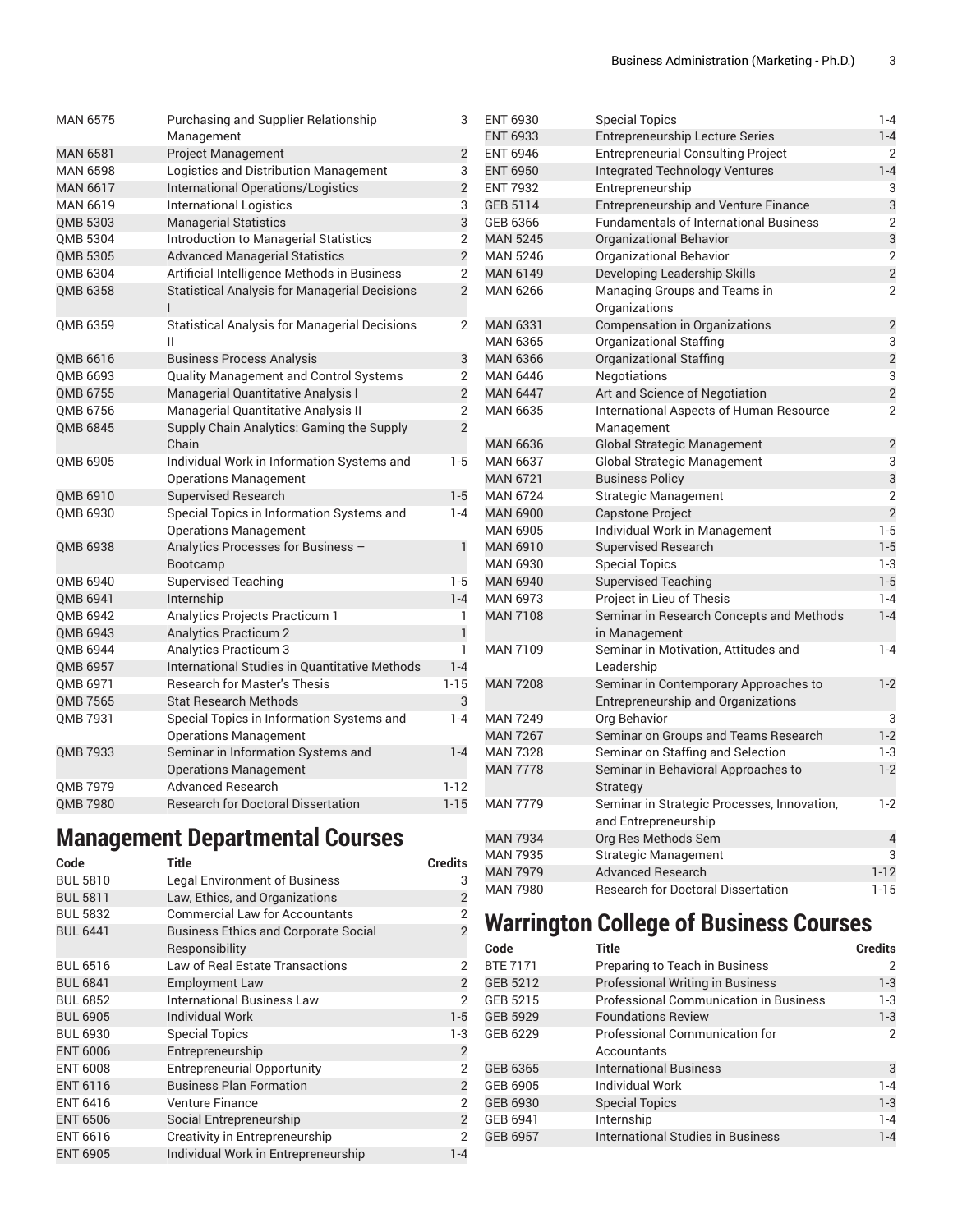| | | |
|---|---|---|
| MAN 6575 | Purchasing and Supplier Relationship Management | 3 |
| MAN 6581 | Project Management | 2 |
| MAN 6598 | Logistics and Distribution Management | 3 |
| MAN 6617 | International Operations/Logistics | 2 |
| MAN 6619 | International Logistics | 3 |
| QMB 5303 | Managerial Statistics | 3 |
| QMB 5304 | Introduction to Managerial Statistics | 2 |
| QMB 5305 | Advanced Managerial Statistics | 2 |
| QMB 6304 | Artificial Intelligence Methods in Business | 2 |
| QMB 6358 | Statistical Analysis for Managerial Decisions I | 2 |
| QMB 6359 | Statistical Analysis for Managerial Decisions II | 2 |
| QMB 6616 | Business Process Analysis | 3 |
| QMB 6693 | Quality Management and Control Systems | 2 |
| QMB 6755 | Managerial Quantitative Analysis I | 2 |
| QMB 6756 | Managerial Quantitative Analysis II | 2 |
| QMB 6845 | Supply Chain Analytics: Gaming the Supply Chain | 2 |
| QMB 6905 | Individual Work in Information Systems and Operations Management | 1-5 |
| QMB 6910 | Supervised Research | 1-5 |
| QMB 6930 | Special Topics in Information Systems and Operations Management | 1-4 |
| QMB 6938 | Analytics Processes for Business – Bootcamp | 1 |
| QMB 6940 | Supervised Teaching | 1-5 |
| QMB 6941 | Internship | 1-4 |
| QMB 6942 | Analytics Projects Practicum 1 | 1 |
| QMB 6943 | Analytics Practicum 2 | 1 |
| QMB 6944 | Analytics Practicum 3 | 1 |
| QMB 6957 | International Studies in Quantitative Methods | 1-4 |
| QMB 6971 | Research for Master's Thesis | 1-15 |
| QMB 7565 | Stat Research Methods | 3 |
| QMB 7931 | Special Topics in Information Systems and Operations Management | 1-4 |
| QMB 7933 | Seminar in Information Systems and Operations Management | 1-4 |
| QMB 7979 | Advanced Research | 1-12 |
| QMB 7980 | Research for Doctoral Dissertation | 1-15 |

# Management Departmental Courses

| Code | Title | Credits |
|---|---|---|
| BUL 5810 | Legal Environment of Business | 3 |
| BUL 5811 | Law, Ethics, and Organizations | 2 |
| BUL 5832 | Commercial Law for Accountants | 2 |
| BUL 6441 | Business Ethics and Corporate Social Responsibility | 2 |
| BUL 6516 | Law of Real Estate Transactions | 2 |
| BUL 6841 | Employment Law | 2 |
| BUL 6852 | International Business Law | 2 |
| BUL 6905 | Individual Work | 1-5 |
| BUL 6930 | Special Topics | 1-3 |
| ENT 6006 | Entrepreneurship | 2 |
| ENT 6008 | Entrepreneurial Opportunity | 2 |
| ENT 6116 | Business Plan Formation | 2 |
| ENT 6416 | Venture Finance | 2 |
| ENT 6506 | Social Entrepreneurship | 2 |
| ENT 6616 | Creativity in Entrepreneurship | 2 |
| ENT 6905 | Individual Work in Entrepreneurship | 1-4 |
| ENT 6930 | Special Topics | 1-4 |
| ENT 6933 | Entrepreneurship Lecture Series | 1-4 |
| ENT 6946 | Entrepreneurial Consulting Project | 2 |
| ENT 6950 | Integrated Technology Ventures | 1-4 |
| ENT 7932 | Entrepreneurship | 3 |
| GEB 5114 | Entrepreneurship and Venture Finance | 3 |
| GEB 6366 | Fundamentals of International Business | 2 |
| MAN 5245 | Organizational Behavior | 3 |
| MAN 5246 | Organizational Behavior | 2 |
| MAN 6149 | Developing Leadership Skills | 2 |
| MAN 6266 | Managing Groups and Teams in Organizations | 2 |
| MAN 6331 | Compensation in Organizations | 2 |
| MAN 6365 | Organizational Staffing | 3 |
| MAN 6366 | Organizational Staffing | 2 |
| MAN 6446 | Negotiations | 3 |
| MAN 6447 | Art and Science of Negotiation | 2 |
| MAN 6635 | International Aspects of Human Resource Management | 2 |
| MAN 6636 | Global Strategic Management | 2 |
| MAN 6637 | Global Strategic Management | 3 |
| MAN 6721 | Business Policy | 3 |
| MAN 6724 | Strategic Management | 2 |
| MAN 6900 | Capstone Project | 2 |
| MAN 6905 | Individual Work in Management | 1-5 |
| MAN 6910 | Supervised Research | 1-5 |
| MAN 6930 | Special Topics | 1-3 |
| MAN 6940 | Supervised Teaching | 1-5 |
| MAN 6973 | Project in Lieu of Thesis | 1-4 |
| MAN 7108 | Seminar in Research Concepts and Methods in Management | 1-4 |
| MAN 7109 | Seminar in Motivation, Attitudes and Leadership | 1-4 |
| MAN 7208 | Seminar in Contemporary Approaches to Entrepreneurship and Organizations | 1-2 |
| MAN 7249 | Org Behavior | 3 |
| MAN 7267 | Seminar on Groups and Teams Research | 1-2 |
| MAN 7328 | Seminar on Staffing and Selection | 1-3 |
| MAN 7778 | Seminar in Behavioral Approaches to Strategy | 1-2 |
| MAN 7779 | Seminar in Strategic Processes, Innovation, and Entrepreneurship | 1-2 |
| MAN 7934 | Org Res Methods Sem | 4 |
| MAN 7935 | Strategic Management | 3 |
| MAN 7979 | Advanced Research | 1-12 |
| MAN 7980 | Research for Doctoral Dissertation | 1-15 |

# Warrington College of Business Courses

| Code | Title | Credits |
|---|---|---|
| BTE 7171 | Preparing to Teach in Business | 2 |
| GEB 5212 | Professional Writing in Business | 1-3 |
| GEB 5215 | Professional Communication in Business | 1-3 |
| GEB 5929 | Foundations Review | 1-3 |
| GEB 6229 | Professional Communication for Accountants | 2 |
| GEB 6365 | International Business | 3 |
| GEB 6905 | Individual Work | 1-4 |
| GEB 6930 | Special Topics | 1-3 |
| GEB 6941 | Internship | 1-4 |
| GEB 6957 | International Studies in Business | 1-4 |